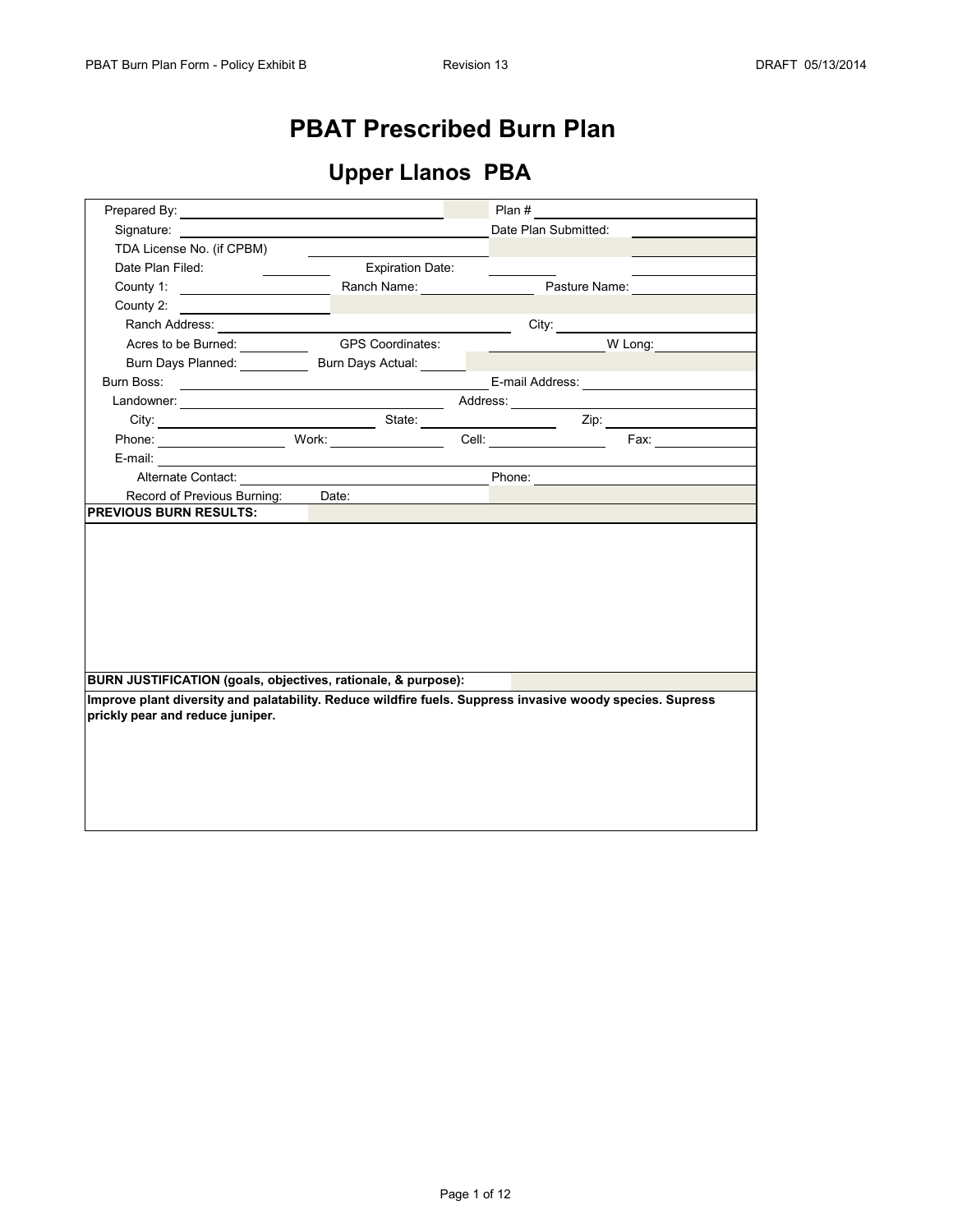# PBAT Prescribed Burn Plan

## Upper Llanos PBA

Prepared By: ______________________ Plan # ______________________

Signature: ______________________ Date Plan Submitted: ______________________

TDA License No. (if CPBM) ______________________

Date Plan Filed: __________ Expiration Date: __________

County 1: __________ Ranch Name: __________ Pasture Name: __________

County 2: __________

Ranch Address: ______________________ City: ______________________

Acres to be Burned: __________ GPS Coordinates: __________ W Long: __________

Burn Days Planned: __________ Burn Days Actual: __________

Burn Boss: ______________________ E-mail Address: ______________________

Landowner: ______________________ Address: ______________________

City: __________ State: __________ Zip: __________

Phone: __________ Work: __________ Cell: __________ Fax: __________

E-mail: ______________________

Alternate Contact: ______________________ Phone: ______________________

Record of Previous Burning: Date:

**PREVIOUS BURN RESULTS:**

**BURN JUSTIFICATION (goals, objectives, rationale, & purpose):**

**Improve plant diversity and palatability. Reduce wildfire fuels. Suppress invasive woody species. Supress prickly pear and reduce juniper.**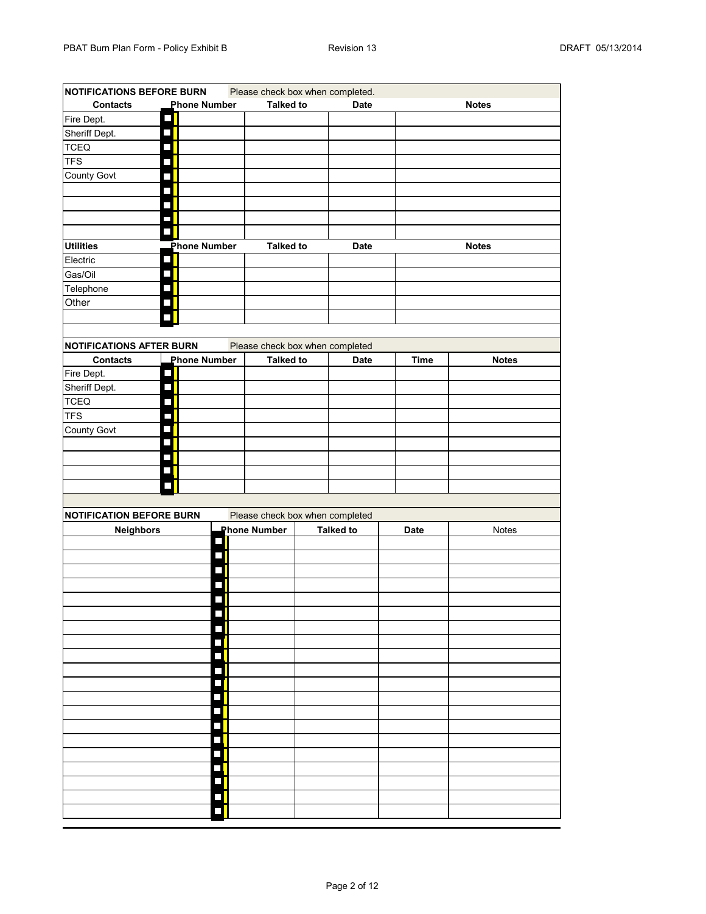| NOTIFICATIONS BEFORE BURN | Please check box when completed. | | | |
|---|---|---|---|---|
| **Contacts** | **Phone Number** | **Talked to** | **Date** | **Notes** |
| Fire Dept. | ☐ | | | |
| Sheriff Dept. | ☐ | | | |
| TCEQ | ☐ | | | |
| TFS | ☐ | | | |
| County Govt | ☐ | | | |
| | ☐ | | | |
| | ☐ | | | |
| | ☐ | | | |
| | ☐ | | | |
| **Utilities** | **Phone Number** | **Talked to** | **Date** | **Notes** |
| Electric | ☐ | | | |
| Gas/Oil | ☐ | | | |
| Telephone | ☐ | | | |
| Other | ☐ | | | |
| | ☐ | | | |

| NOTIFICATIONS AFTER BURN | Please check box when completed | | | | |
|---|---|---|---|---|---|
| **Contacts** | **Phone Number** | **Talked to** | **Date** | **Time** | **Notes** |
| Fire Dept. | ☐ | | | | |
| Sheriff Dept. | ☐ | | | | |
| TCEQ | ☐ | | | | |
| TFS | ☐ | | | | |
| County Govt | ☐ | | | | |
| | ☐ | | | | |
| | ☐ | | | | |
| | ☐ | | | | |
| | ☐ | | | | |

| NOTIFICATION BEFORE BURN | Please check box when completed | | | |
|---|---|---|---|---|
| **Neighbors** | **Phone Number** | **Talked to** | **Date** | Notes |
| | ☐ | | | |
| | ☐ | | | |
| | ☐ | | | |
| | ☐ | | | |
| | ☐ | | | |
| | ☐ | | | |
| | ☐ | | | |
| | ☐ | | | |
| | ☐ | | | |
| | ☐ | | | |
| | ☐ | | | |
| | ☐ | | | |
| | ☐ | | | |
| | ☐ | | | |
| | ☐ | | | |
| | ☐ | | | |
| | ☐ | | | |
| | ☐ | | | |
| | ☐ | | | |
| | ☐ | | | |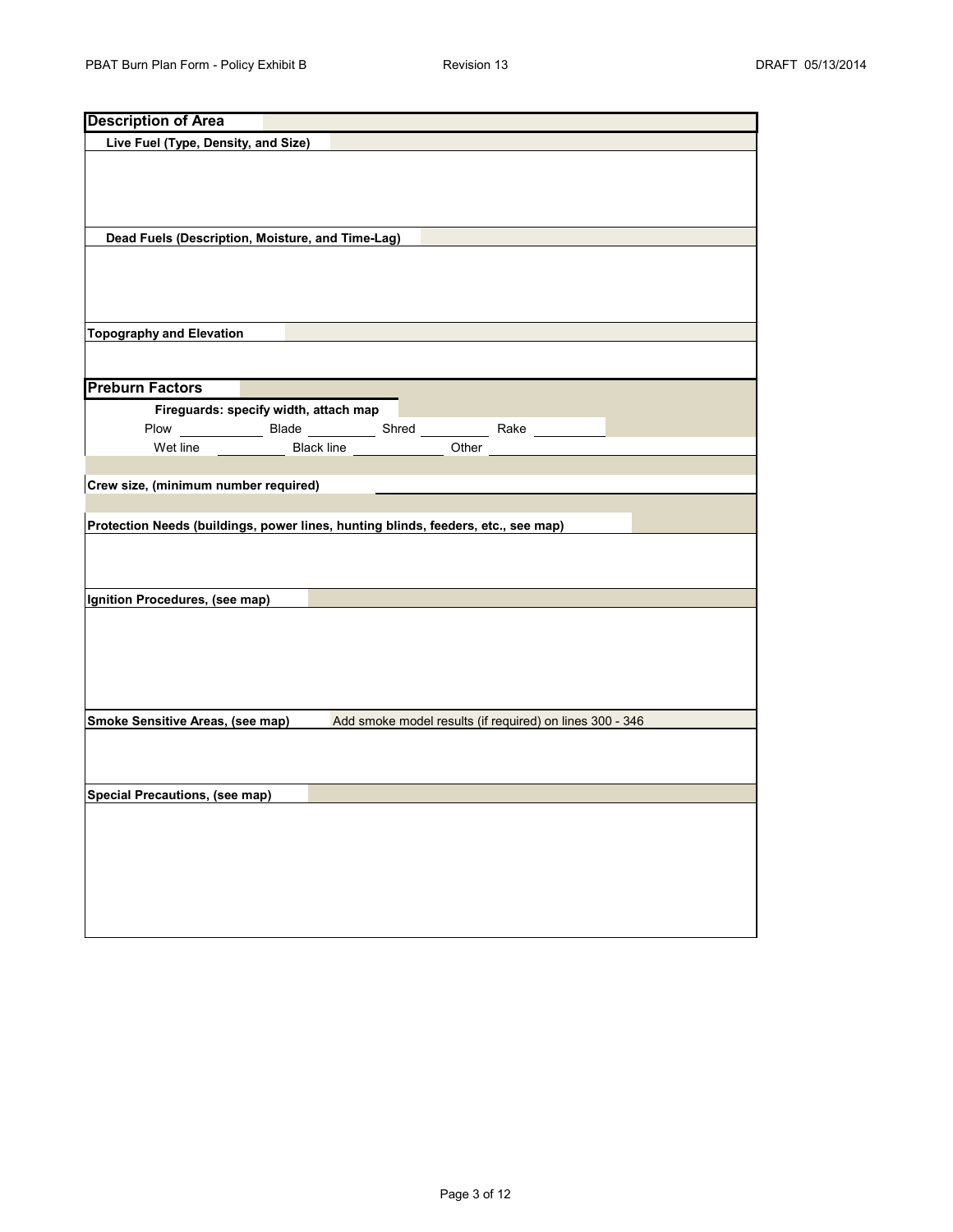## Description of Area

**Live Fuel (Type, Density, and Size)**

**Dead Fuels (Description, Moisture, and Time-Lag)**

**Topography and Elevation**

## Preburn Factors

**Fireguards: specify width, attach map**

Plow \_\_\_\_\_\_\_\_\_\_ Blade \_\_\_\_\_\_\_\_\_\_ Shred \_\_\_\_\_\_\_\_\_\_ Rake \_\_\_\_\_\_\_\_\_\_

Wet line \_\_\_\_\_\_\_\_\_\_ Black line \_\_\_\_\_\_\_\_\_\_ Other \_\_\_\_\_\_\_\_\_\_

**Crew size, (minimum number required)** \_\_\_\_\_\_\_\_\_\_

**Protection Needs (buildings, power lines, hunting blinds, feeders, etc., see map)**

**Ignition Procedures, (see map)**

**Smoke Sensitive Areas, (see map)** Add smoke model results (if required) on lines 300 - 346

**Special Precautions, (see map)**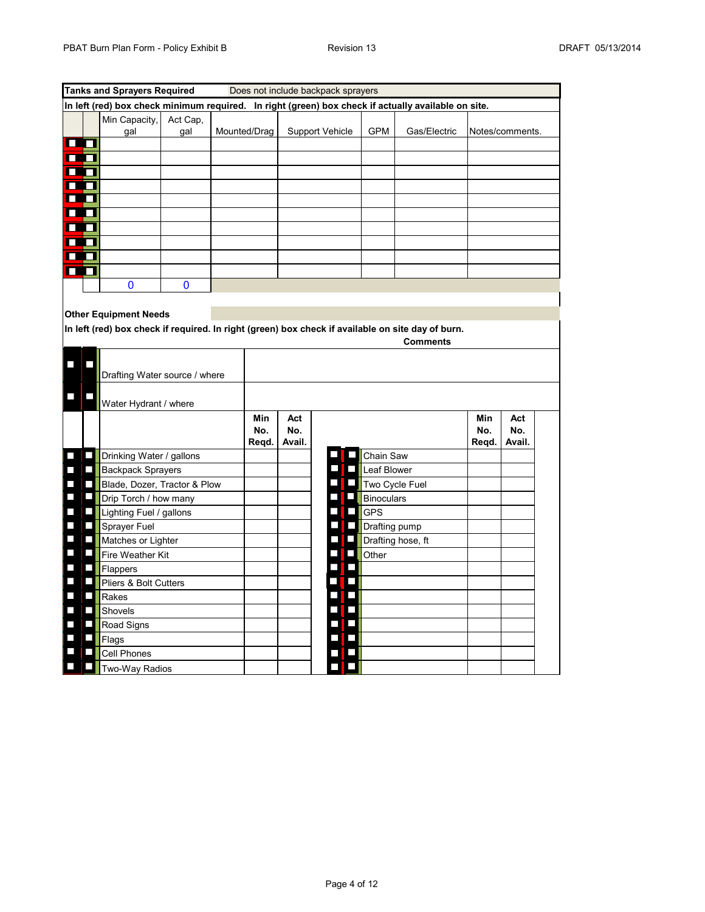## Tanks and Sprayers Required

Does not include backpack sprayers

**In left (red) box check minimum required. In right (green) box check if actually available on site.**

| Req. | Avail. | Min Capacity, gal | Act Cap, gal | Mounted/Drag | Support Vehicle | GPM | Gas/Electric | Notes/comments. |
|---|---|---|---|---|---|---|---|---|
| ☐ | ☐ | | | | | | | |
| ☐ | ☐ | | | | | | | |
| ☐ | ☐ | | | | | | | |
| ☐ | ☐ | | | | | | | |
| ☐ | ☐ | | | | | | | |
| ☐ | ☐ | | | | | | | |
| ☐ | ☐ | | | | | | | |
| ☐ | ☐ | | | | | | | |
| ☐ | ☐ | | | | | | | |
| ☐ | ☐ | | | | | | | |
| | | 0 | 0 | | | | | |

## Other Equipment Needs

**In left (red) box check if required. In right (green) box check if available on site day of burn.**

| Req. | Avail. | Item | Comments |
|---|---|---|---|
| ☐ | ☐ | Drafting Water source / where | |
| ☐ | ☐ | Water Hydrant / where | |

| Req. | Avail. | Item | Min No. Reqd. | Act No. Avail. | Req. | Avail. | Item | Min No. Reqd. | Act No. Avail. |
|---|---|---|---|---|---|---|---|---|---|
| ☐ | ☐ | Drinking Water / gallons | | | ☐ | ☐ | Chain Saw | | |
| ☐ | ☐ | Backpack Sprayers | | | ☐ | ☐ | Leaf Blower | | |
| ☐ | ☐ | Blade, Dozer, Tractor & Plow | | | ☐ | ☐ | Two Cycle Fuel | | |
| ☐ | ☐ | Drip Torch / how many | | | ☐ | ☐ | Binoculars | | |
| ☐ | ☐ | Lighting Fuel / gallons | | | ☐ | ☐ | GPS | | |
| ☐ | ☐ | Sprayer Fuel | | | ☐ | ☐ | Drafting pump | | |
| ☐ | ☐ | Matches or Lighter | | | ☐ | ☐ | Drafting hose, ft | | |
| ☐ | ☐ | Fire Weather Kit | | | ☐ | ☐ | Other | | |
| ☐ | ☐ | Flappers | | | ☐ | ☐ | | | |
| ☐ | ☐ | Pliers & Bolt Cutters | | | ☐ | ☐ | | | |
| ☐ | ☐ | Rakes | | | ☐ | ☐ | | | |
| ☐ | ☐ | Shovels | | | ☐ | ☐ | | | |
| ☐ | ☐ | Road Signs | | | ☐ | ☐ | | | |
| ☐ | ☐ | Flags | | | ☐ | ☐ | | | |
| ☐ | ☐ | Cell Phones | | | ☐ | ☐ | | | |
| ☐ | ☐ | Two-Way Radios | | | ☐ | ☐ | | | |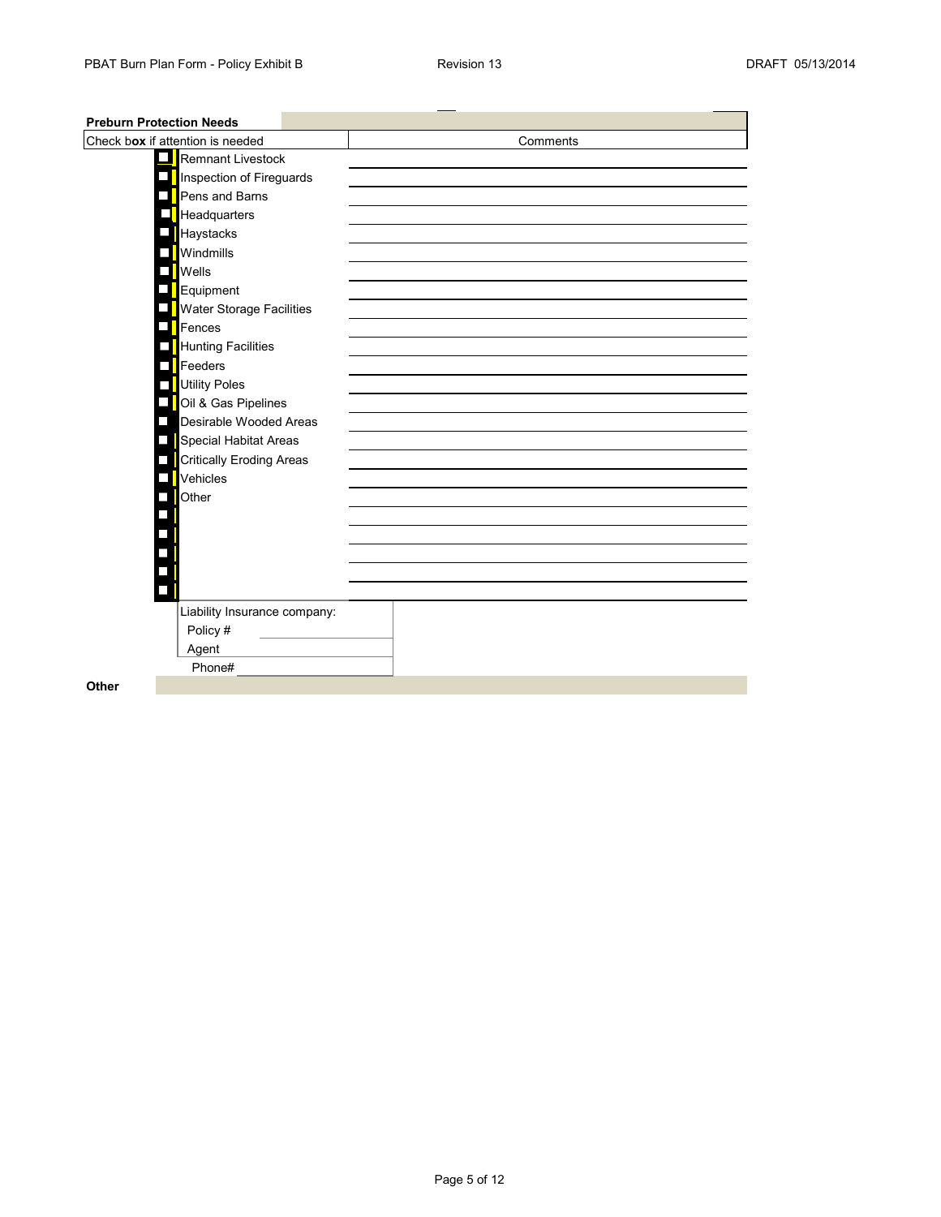**Preburn Protection Needs**

| Check box if attention is needed | Comments |
|---|---|
| ☐ Remnant Livestock | |
| ☐ Inspection of Fireguards | |
| ☐ Pens and Barns | |
| ☐ Headquarters | |
| ☐ Haystacks | |
| ☐ Windmills | |
| ☐ Wells | |
| ☐ Equipment | |
| ☐ Water Storage Facilities | |
| ☐ Fences | |
| ☐ Hunting Facilities | |
| ☐ Feeders | |
| ☐ Utility Poles | |
| ☐ Oil & Gas Pipelines | |
| ☐ Desirable Wooded Areas | |
| ☐ Special Habitat Areas | |
| ☐ Critically Eroding Areas | |
| ☐ Vehicles | |
| ☐ Other | |
| ☐ | |
| ☐ | |
| ☐ | |
| ☐ | |
| ☐ | |

Liability Insurance company:

Policy #

Agent

Phone#

**Other**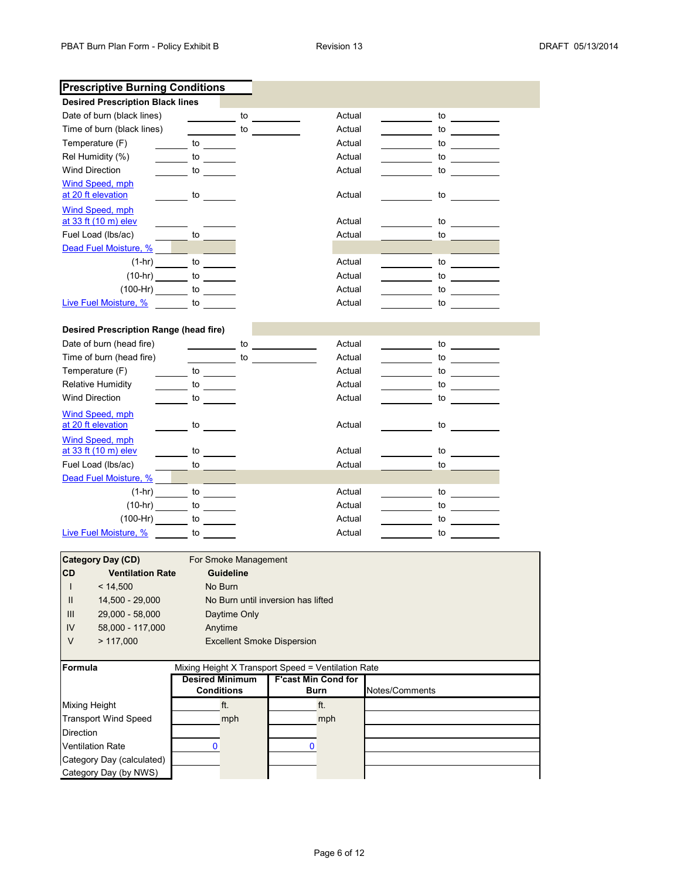## Prescriptive Burning Conditions

### Desired Prescription Black lines

| | | | | | | |
|---|---|---|---|---|---|---|
| Date of burn (black lines) | | to | | Actual | | to |
| Time of burn (black lines) | | to | | Actual | | to |
| Temperature (F) | | to | | Actual | | to |
| Rel Humidity (%) | | to | | Actual | | to |
| Wind Direction | | to | | Actual | | to |
| Wind Speed, mph at 20 ft elevation | | to | | Actual | | to |
| Wind Speed, mph at 33 ft (10 m) elev | | | | Actual | | to |
| Fuel Load (lbs/ac) | | to | | Actual | | to |
| Dead Fuel Moisture, % | | | | | | |
| (1-hr) | | to | | Actual | | to |
| (10-hr) | | to | | Actual | | to |
| (100-Hr) | | to | | Actual | | to |
| Live Fuel Moisture, % | | to | | Actual | | to |

### Desired Prescription Range (head fire)

| | | | | | | |
|---|---|---|---|---|---|---|
| Date of burn (head fire) | | to | | Actual | | to |
| Time of burn (head fire) | | to | | Actual | | to |
| Temperature (F) | | to | | Actual | | to |
| Relative Humidity | | to | | Actual | | to |
| Wind Direction | | to | | Actual | | to |
| Wind Speed, mph at 20 ft elevation | | to | | Actual | | to |
| Wind Speed, mph at 33 ft (10 m) elev | | to | | Actual | | to |
| Fuel Load (lbs/ac) | | to | | Actual | | to |
| Dead Fuel Moisture, % | | | | | | |
| (1-hr) | | to | | Actual | | to |
| (10-hr) | | to | | Actual | | to |
| (100-Hr) | | to | | Actual | | to |
| Live Fuel Moisture, % | | to | | Actual | | to |

**Category Day (CD)** For Smoke Management

| CD | Ventilation Rate | Guideline |
|---|---|---|
| I | < 14,500 | No Burn |
| II | 14,500 - 29,000 | No Burn until inversion has lifted |
| III | 29,000 - 58,000 | Daytime Only |
| IV | 58,000 - 117,000 | Anytime |
| V | > 117,000 | Excellent Smoke Dispersion |

**Formula** Mixing Height X Transport Speed = Ventilation Rate

| | Desired Minimum Conditions | | F'cast Min Cond for Burn | | Notes/Comments |
|---|---|---|---|---|---|
| Mixing Height | | ft. | | ft. | |
| Transport Wind Speed | | mph | | mph | |
| Direction | | | | | |
| Ventilation Rate | 0 | | 0 | | |
| Category Day (calculated) | | | | | |
| Category Day (by NWS) | | | | | |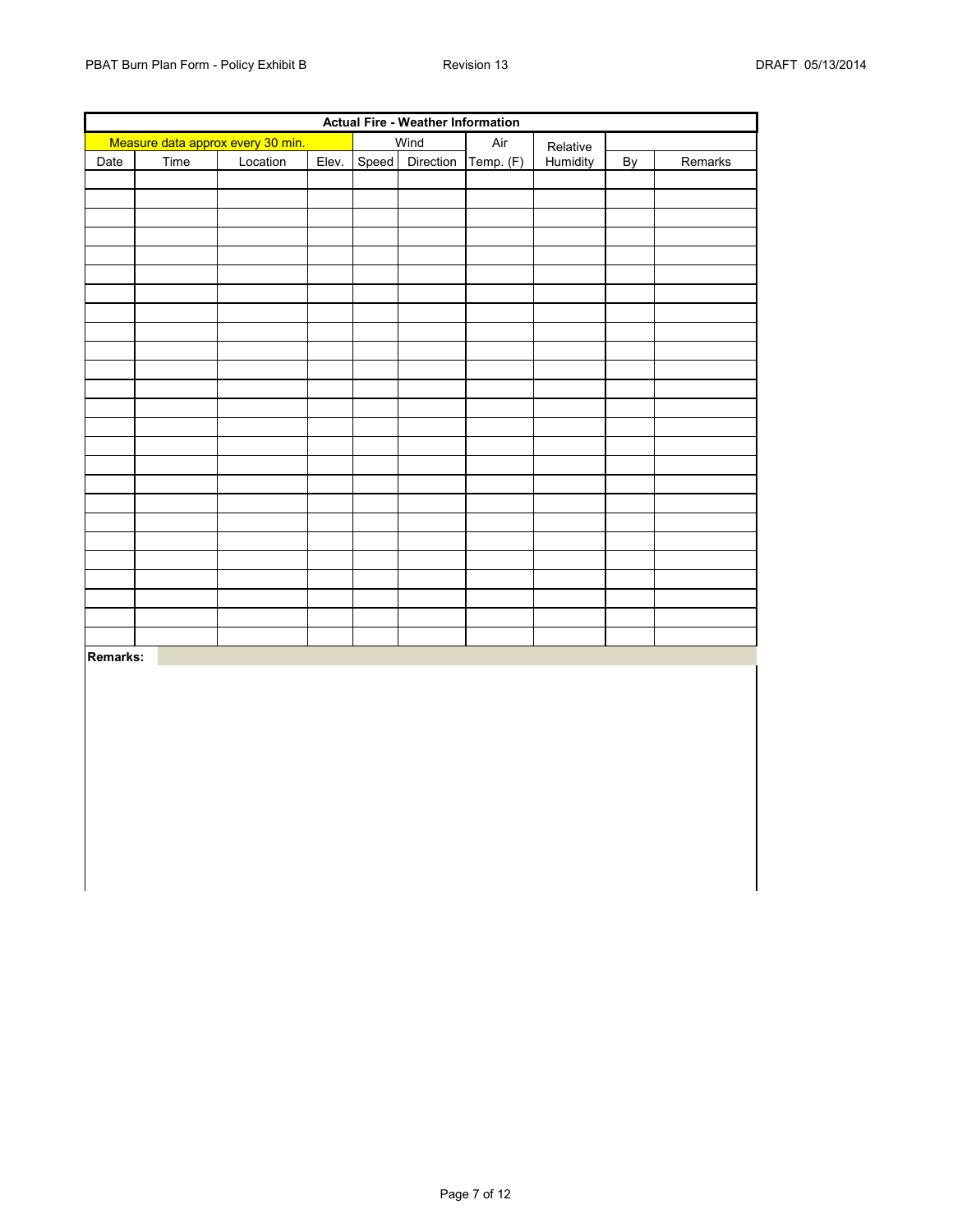## Actual Fire - Weather Information

| Measure data approx every 30 min. | | | | Wind | | Air | Relative | | |
|---|---|---|---|---|---|---|---|---|---|
| Date | Time | Location | Elev. | Speed | Direction | Temp. (F) | Humidity | By | Remarks |
| | | | | | | | | | |
| | | | | | | | | | |
| | | | | | | | | | |
| | | | | | | | | | |
| | | | | | | | | | |
| | | | | | | | | | |
| | | | | | | | | | |
| | | | | | | | | | |
| | | | | | | | | | |
| | | | | | | | | | |
| | | | | | | | | | |
| | | | | | | | | | |
| | | | | | | | | | |
| | | | | | | | | | |
| | | | | | | | | | |
| | | | | | | | | | |
| | | | | | | | | | |
| | | | | | | | | | |
| | | | | | | | | | |
| | | | | | | | | | |
| | | | | | | | | | |
| | | | | | | | | | |
| | | | | | | | | | |
| | | | | | | | | | |
| | | | | | | | | | |

**Remarks:**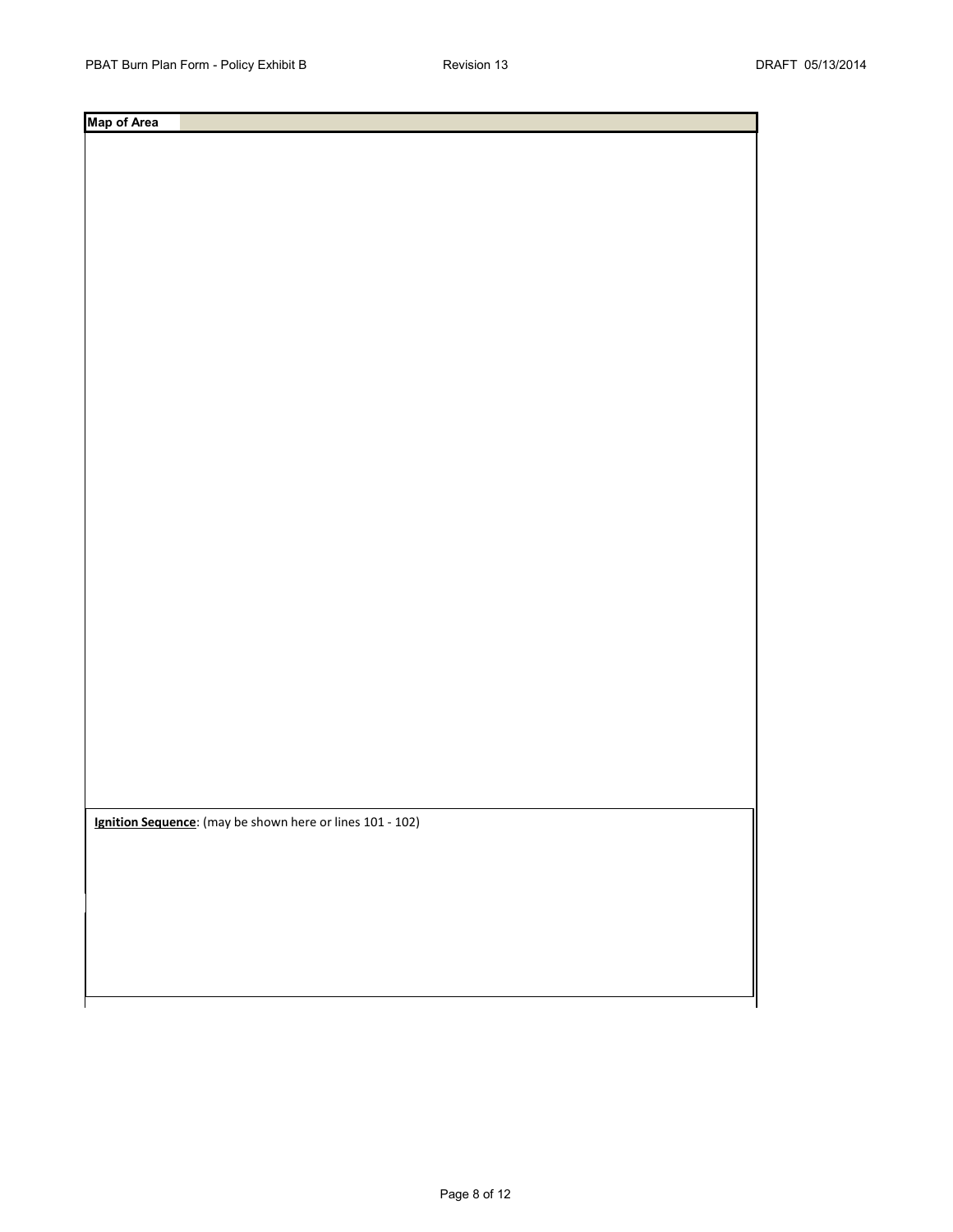**Map of Area**

**Ignition Sequence**: (may be shown here or lines 101 - 102)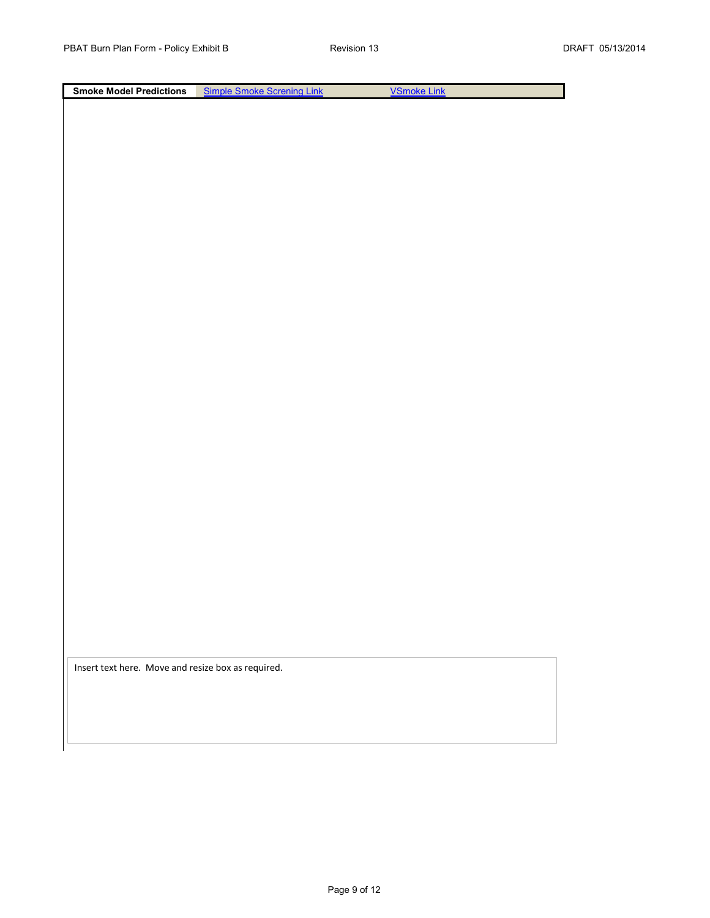| **Smoke Model Predictions** | [Simple Smoke Screning Link] | [VSmoke Link] |
| --- | --- | --- |

Insert text here. Move and resize box as required.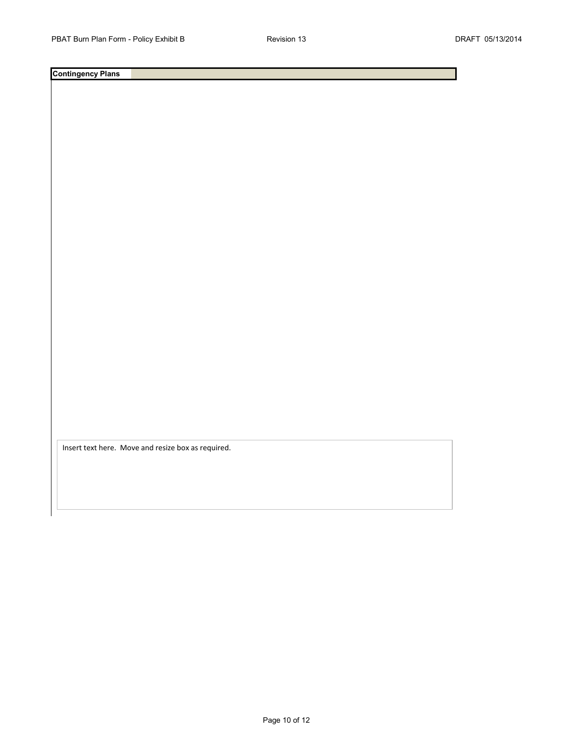**Contingency Plans**

Insert text here. Move and resize box as required.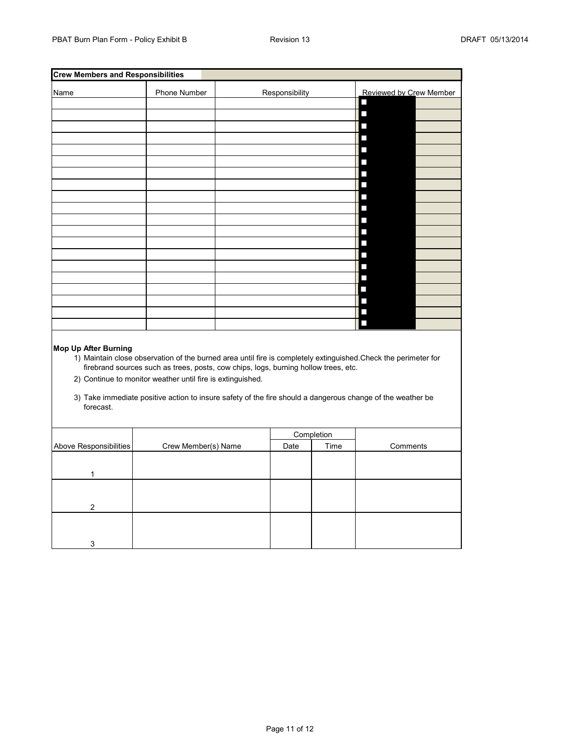## Crew Members and Responsibilities

| Name | Phone Number | Responsibility | Reviewed by Crew Member |
|---|---|---|---|
| | | | ■ |
| | | | ■ |
| | | | ■ |
| | | | ■ |
| | | | ■ |
| | | | ■ |
| | | | ■ |
| | | | ■ |
| | | | ■ |
| | | | ■ |
| | | | ■ |
| | | | ■ |
| | | | ■ |
| | | | ■ |
| | | | ■ |
| | | | ■ |
| | | | ■ |
| | | | ■ |
| | | | ■ |
| | | | ■ |

**Mop Up After Burning**

1) Maintain close observation of the burned area until fire is completely extinguished.Check the perimeter for firebrand sources such as trees, posts, cow chips, logs, burning hollow trees, etc.
2) Continue to monitor weather until fire is extinguished.
3) Take immediate positive action to insure safety of the fire should a dangerous change of the weather be forecast.

| Above Responsibilities | Crew Member(s) Name | Completion | | Comments |
|---|---|---|---|---|
| | | Date | Time | |
| 1 | | | | |
| 2 | | | | |
| 3 | | | | |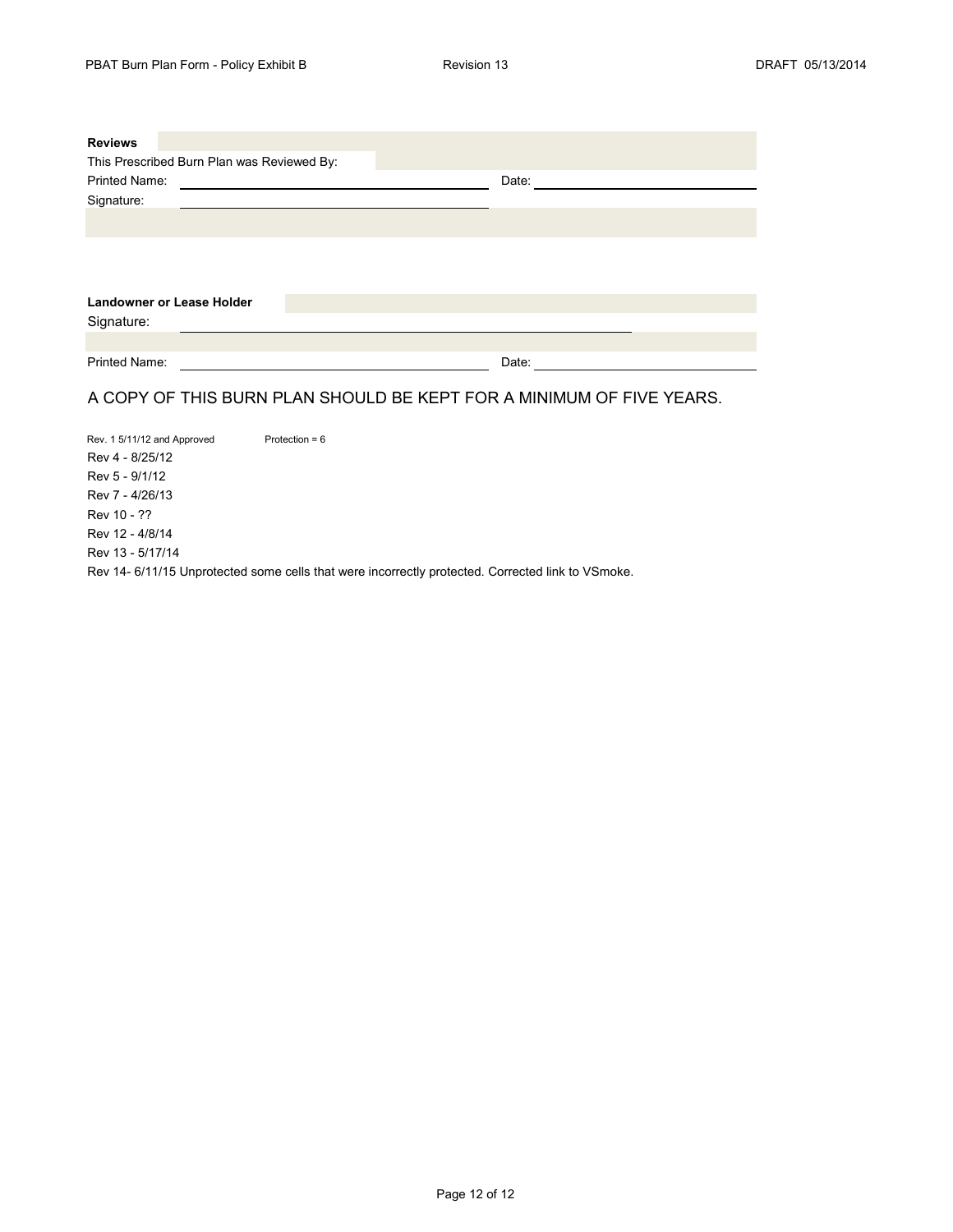**Reviews**

This Prescribed Burn Plan was Reviewed By:

Printed Name: \_\_\_\_\_\_\_\_\_\_\_\_\_\_\_\_\_\_\_\_\_\_\_\_\_\_\_\_\_\_ Date: \_\_\_\_\_\_\_\_\_\_\_\_\_\_\_\_\_\_\_\_

Signature: \_\_\_\_\_\_\_\_\_\_\_\_\_\_\_\_\_\_\_\_\_\_\_\_\_\_\_\_\_\_

**Landowner or Lease Holder**

Signature: \_\_\_\_\_\_\_\_\_\_\_\_\_\_\_\_\_\_\_\_\_\_\_\_\_\_\_\_\_\_\_\_\_\_\_\_\_\_\_\_

Printed Name: \_\_\_\_\_\_\_\_\_\_\_\_\_\_\_\_\_\_\_\_\_\_\_\_\_\_\_\_\_\_ Date: \_\_\_\_\_\_\_\_\_\_\_\_\_\_\_\_\_\_\_\_

A COPY OF THIS BURN PLAN SHOULD BE KEPT FOR A MINIMUM OF FIVE YEARS.

Rev. 1 5/11/12 and Approved Protection = 6

Rev 4 - 8/25/12

Rev 5 - 9/1/12

Rev 7 - 4/26/13

Rev 10 - ??

Rev 12 - 4/8/14

Rev 13 - 5/17/14

Rev 14- 6/11/15 Unprotected some cells that were incorrectly protected. Corrected link to VSmoke.